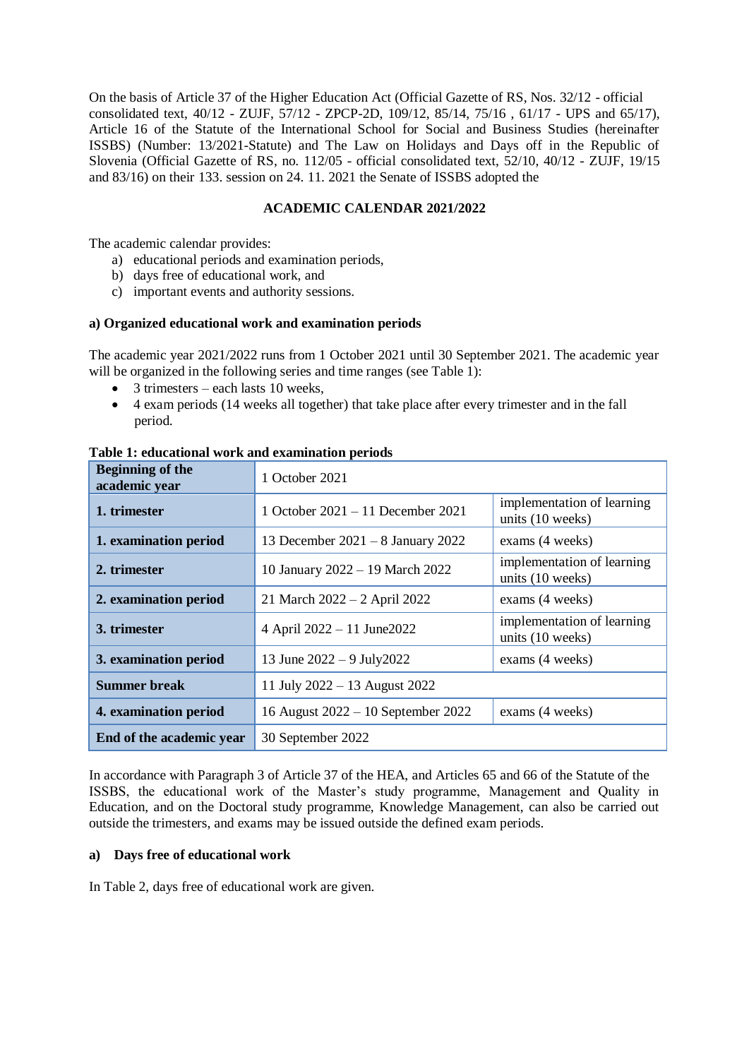On the basis of Article 37 of the Higher Education Act (Official Gazette of RS, Nos. 32/12 - official consolidated text, 40/12 - ZUJF, 57/12 - ZPCP-2D, 109/12, 85/14, 75/16 , 61/17 - UPS and 65/17), Article 16 of the Statute of the International School for Social and Business Studies (hereinafter ISSBS) (Number: 13/2021-Statute) and The Law on Holidays and Days off in the Republic of Slovenia (Official Gazette of RS, no. 112/05 - official consolidated text, 52/10, 40/12 - ZUJF, 19/15 and 83/16) on their 133. session on 24. 11. 2021 the Senate of ISSBS adopted the

**ACADEMIC CALENDAR 2021/2022**

The academic calendar provides:

a) educational periods and examination periods,
b) days free of educational work, and
c) important events and authority sessions.

**a) Organized educational work and examination periods**

The academic year 2021/2022 runs from 1 October 2021 until 30 September 2021. The academic year will be organized in the following series and time ranges (see Table 1):

- 3 trimesters – each lasts 10 weeks,
- 4 exam periods (14 weeks all together) that take place after every trimester and in the fall period.

**Table 1: educational work and examination periods**

| **Beginning of the academic year** | 1 October 2021 | |
|---|---|---|
| **1. trimester** | 1 October 2021 – 11 December 2021 | implementation of learning units (10 weeks) |
| **1. examination period** | 13 December 2021 – 8 January 2022 | exams (4 weeks) |
| **2. trimester** | 10 January 2022 – 19 March 2022 | implementation of learning units (10 weeks) |
| **2. examination period** | 21 March 2022 – 2 April 2022 | exams (4 weeks) |
| **3. trimester** | 4 April 2022 – 11 June2022 | implementation of learning units (10 weeks) |
| **3. examination period** | 13 June 2022 – 9 July2022 | exams (4 weeks) |
| **Summer break** | 11 July 2022 – 13 August 2022 | |
| **4. examination period** | 16 August 2022 – 10 September 2022 | exams (4 weeks) |
| **End of the academic year** | 30 September 2022 | |

In accordance with Paragraph 3 of Article 37 of the HEA, and Articles 65 and 66 of the Statute of the ISSBS, the educational work of the Master's study programme, Management and Quality in Education, and on the Doctoral study programme, Knowledge Management, can also be carried out outside the trimesters, and exams may be issued outside the defined exam periods.

**a) Days free of educational work**

In Table 2, days free of educational work are given.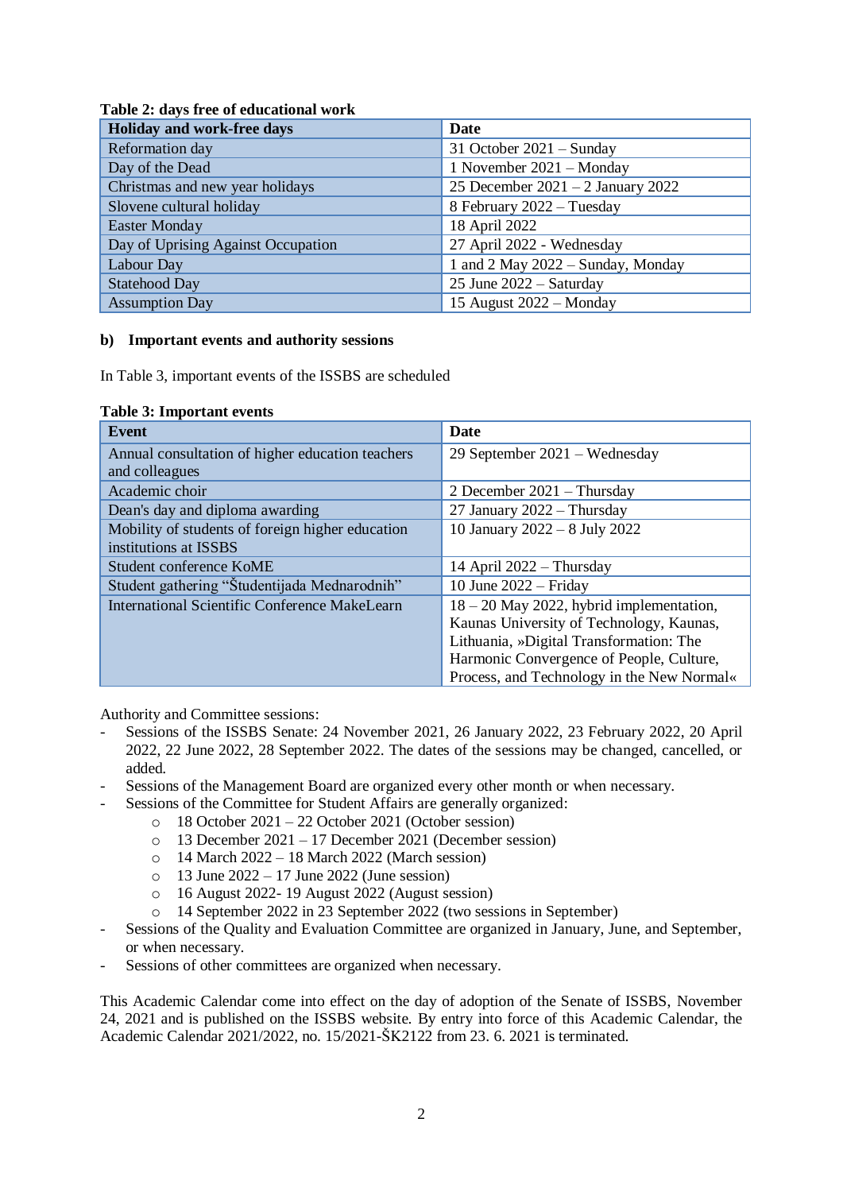**Table 2: days free of educational work**

| Holiday and work-free days | Date |
|---|---|
| Reformation day | 31 October 2021 – Sunday |
| Day of the Dead | 1 November 2021 – Monday |
| Christmas and new year holidays | 25 December 2021 – 2 January 2022 |
| Slovene cultural holiday | 8 February 2022 – Tuesday |
| Easter Monday | 18 April 2022 |
| Day of Uprising Against Occupation | 27 April 2022 - Wednesday |
| Labour Day | 1 and 2 May 2022 – Sunday, Monday |
| Statehood Day | 25 June 2022 – Saturday |
| Assumption Day | 15 August 2022 – Monday |

**b) Important events and authority sessions**

In Table 3, important events of the ISSBS are scheduled

**Table 3: Important events**

| Event | Date |
|---|---|
| Annual consultation of higher education teachers and colleagues | 29 September 2021 – Wednesday |
| Academic choir | 2 December 2021 – Thursday |
| Dean's day and diploma awarding | 27 January 2022 – Thursday |
| Mobility of students of foreign higher education institutions at ISSBS | 10 January 2022 – 8 July 2022 |
| Student conference KoME | 14 April 2022 – Thursday |
| Student gathering "Študentijada Mednarodnih" | 10 June 2022 – Friday |
| International Scientific Conference MakeLearn | 18 – 20 May 2022, hybrid implementation, Kaunas University of Technology, Kaunas, Lithuania, »Digital Transformation: The Harmonic Convergence of People, Culture, Process, and Technology in the New Normal« |

Authority and Committee sessions:

- Sessions of the ISSBS Senate: 24 November 2021, 26 January 2022, 23 February 2022, 20 April 2022, 22 June 2022, 28 September 2022. The dates of the sessions may be changed, cancelled, or added.
- Sessions of the Management Board are organized every other month or when necessary.
- Sessions of the Committee for Student Affairs are generally organized:
  - 18 October 2021 – 22 October 2021 (October session)
  - 13 December 2021 – 17 December 2021 (December session)
  - 14 March 2022 – 18 March 2022 (March session)
  - 13 June 2022 – 17 June 2022 (June session)
  - 16 August 2022- 19 August 2022 (August session)
  - 14 September 2022 in 23 September 2022 (two sessions in September)
- Sessions of the Quality and Evaluation Committee are organized in January, June, and September, or when necessary.
- Sessions of other committees are organized when necessary.

This Academic Calendar come into effect on the day of adoption of the Senate of ISSBS, November 24, 2021 and is published on the ISSBS website. By entry into force of this Academic Calendar, the Academic Calendar 2021/2022, no. 15/2021-ŠK2122 from 23. 6. 2021 is terminated.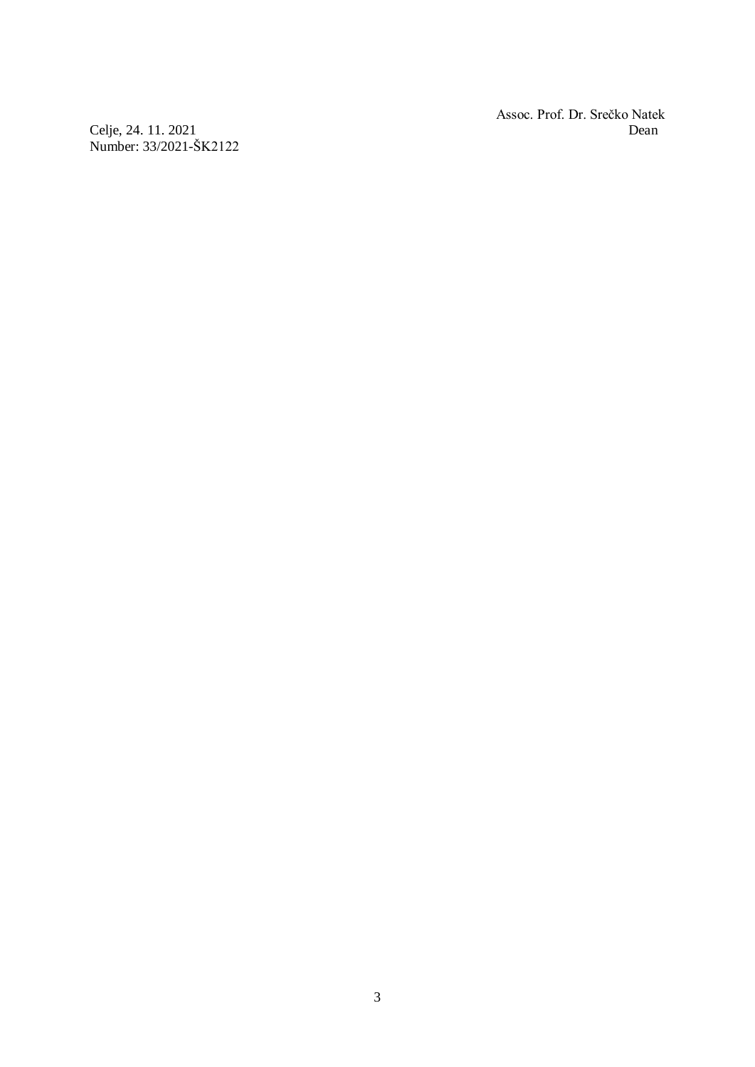Assoc. Prof. Dr. Srečko Natek
Dean

Celje, 24. 11. 2021
Number: 33/2021-ŠK2122